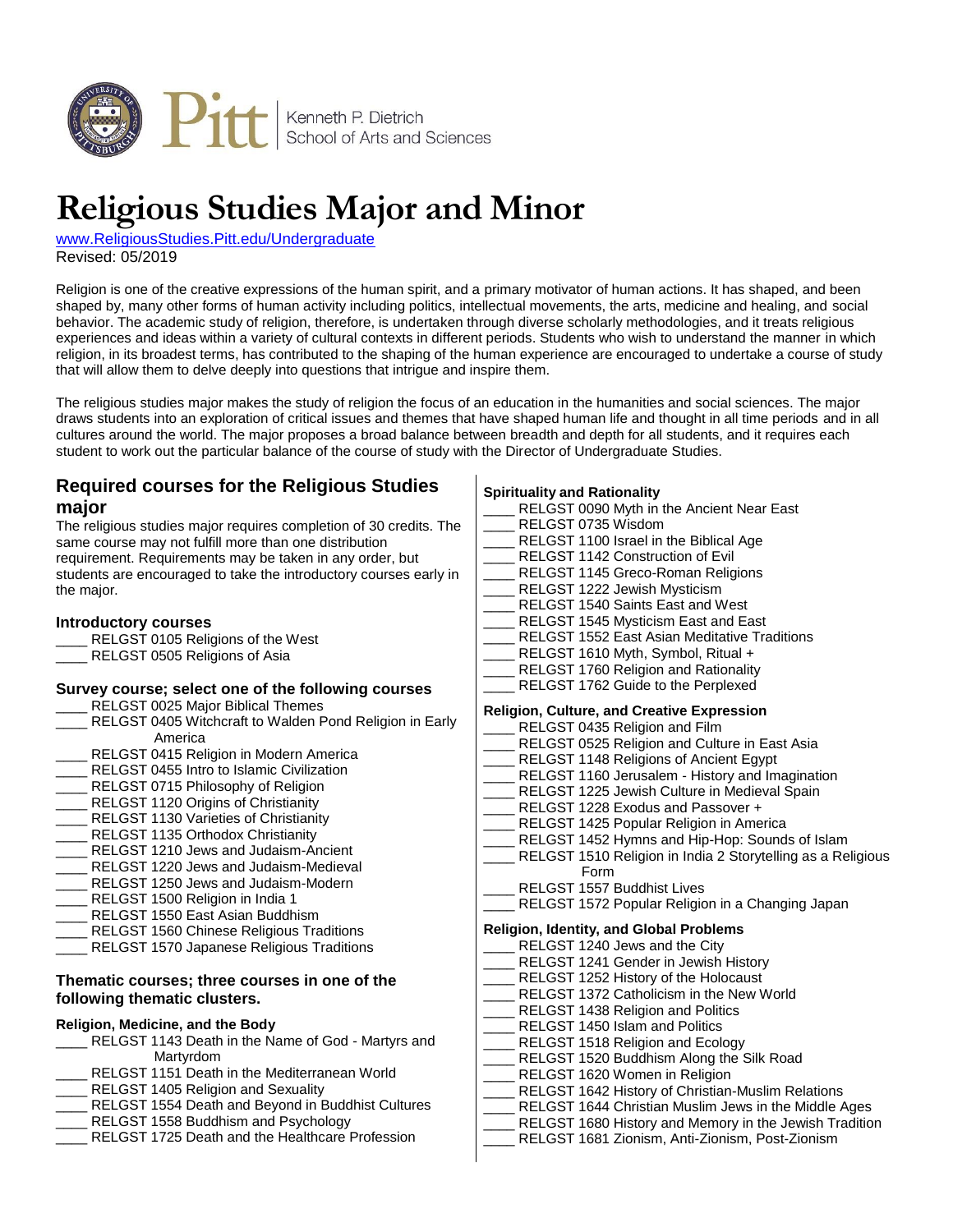Kenneth P. Dietrich
School of Arts and Sciences

# Religious Studies Major and Minor

www.ReligiousStudies.Pitt.edu/Undergraduate
Revised: 05/2019

Religion is one of the creative expressions of the human spirit, and a primary motivator of human actions. It has shaped, and been shaped by, many other forms of human activity including politics, intellectual movements, the arts, medicine and healing, and social behavior. The academic study of religion, therefore, is undertaken through diverse scholarly methodologies, and it treats religious experiences and ideas within a variety of cultural contexts in different periods. Students who wish to understand the manner in which religion, in its broadest terms, has contributed to the shaping of the human experience are encouraged to undertake a course of study that will allow them to delve deeply into questions that intrigue and inspire them.

The religious studies major makes the study of religion the focus of an education in the humanities and social sciences. The major draws students into an exploration of critical issues and themes that have shaped human life and thought in all time periods and in all cultures around the world. The major proposes a broad balance between breadth and depth for all students, and it requires each student to work out the particular balance of the course of study with the Director of Undergraduate Studies.

## Required courses for the Religious Studies major

The religious studies major requires completion of 30 credits. The same course may not fulfill more than one distribution requirement. Requirements may be taken in any order, but students are encouraged to take the introductory courses early in the major.

### Introductory courses

____ RELGST 0105 Religions of the West
____ RELGST 0505 Religions of Asia

### Survey course; select one of the following courses

____ RELGST 0025 Major Biblical Themes
____ RELGST 0405 Witchcraft to Walden Pond Religion in Early America
____ RELGST 0415 Religion in Modern America
____ RELGST 0455 Intro to Islamic Civilization
____ RELGST 0715 Philosophy of Religion
____ RELGST 1120 Origins of Christianity
____ RELGST 1130 Varieties of Christianity
____ RELGST 1135 Orthodox Christianity
____ RELGST 1210 Jews and Judaism-Ancient
____ RELGST 1220 Jews and Judaism-Medieval
____ RELGST 1250 Jews and Judaism-Modern
____ RELGST 1500 Religion in India 1
____ RELGST 1550 East Asian Buddhism
____ RELGST 1560 Chinese Religious Traditions
____ RELGST 1570 Japanese Religious Traditions

### Thematic courses; three courses in one of the following thematic clusters.

#### Religion, Medicine, and the Body

____ RELGST 1143 Death in the Name of God - Martyrs and Martyrdom
____ RELGST 1151 Death in the Mediterranean World
____ RELGST 1405 Religion and Sexuality
____ RELGST 1554 Death and Beyond in Buddhist Cultures
____ RELGST 1558 Buddhism and Psychology
____ RELGST 1725 Death and the Healthcare Profession

#### Spirituality and Rationality

____ RELGST 0090 Myth in the Ancient Near East
____ RELGST 0735 Wisdom
____ RELGST 1100 Israel in the Biblical Age
____ RELGST 1142 Construction of Evil
____ RELGST 1145 Greco-Roman Religions
____ RELGST 1222 Jewish Mysticism
____ RELGST 1540 Saints East and West
____ RELGST 1545 Mysticism East and East
____ RELGST 1552 East Asian Meditative Traditions
____ RELGST 1610 Myth, Symbol, Ritual +
____ RELGST 1760 Religion and Rationality
____ RELGST 1762 Guide to the Perplexed

#### Religion, Culture, and Creative Expression

____ RELGST 0435 Religion and Film
____ RELGST 0525 Religion and Culture in East Asia
____ RELGST 1148 Religions of Ancient Egypt
____ RELGST 1160 Jerusalem - History and Imagination
____ RELGST 1225 Jewish Culture in Medieval Spain
____ RELGST 1228 Exodus and Passover +
____ RELGST 1425 Popular Religion in America
____ RELGST 1452 Hymns and Hip-Hop: Sounds of Islam
____ RELGST 1510 Religion in India 2 Storytelling as a Religious Form
____ RELGST 1557 Buddhist Lives
____ RELGST 1572 Popular Religion in a Changing Japan

#### Religion, Identity, and Global Problems

____ RELGST 1240 Jews and the City
____ RELGST 1241 Gender in Jewish History
____ RELGST 1252 History of the Holocaust
____ RELGST 1372 Catholicism in the New World
____ RELGST 1438 Religion and Politics
____ RELGST 1450 Islam and Politics
____ RELGST 1518 Religion and Ecology
____ RELGST 1520 Buddhism Along the Silk Road
____ RELGST 1620 Women in Religion
____ RELGST 1642 History of Christian-Muslim Relations
____ RELGST 1644 Christian Muslim Jews in the Middle Ages
____ RELGST 1680 History and Memory in the Jewish Tradition
____ RELGST 1681 Zionism, Anti-Zionism, Post-Zionism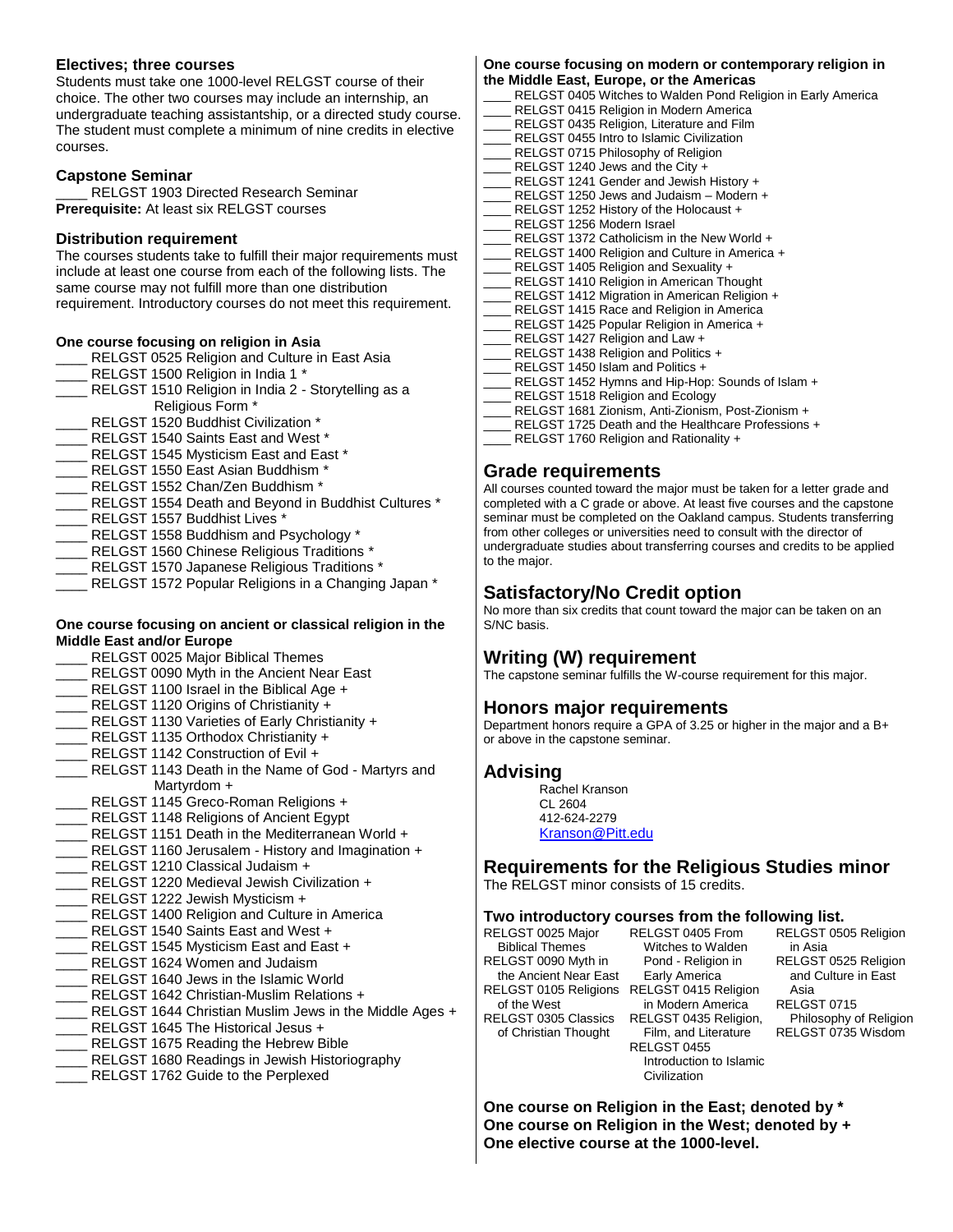### Electives; three courses

Students must take one 1000-level RELGST course of their choice. The other two courses may include an internship, an undergraduate teaching assistantship, or a directed study course. The student must complete a minimum of nine credits in elective courses.

### Capstone Seminar

____ RELGST 1903 Directed Research Seminar
**Prerequisite:** At least six RELGST courses

### Distribution requirement

The courses students take to fulfill their major requirements must include at least one course from each of the following lists. The same course may not fulfill more than one distribution requirement. Introductory courses do not meet this requirement.

**One course focusing on religion in Asia**

- ____ RELGST 0525 Religion and Culture in East Asia
- ____ RELGST 1500 Religion in India 1 *
- ____ RELGST 1510 Religion in India 2 - Storytelling as a Religious Form *
- ____ RELGST 1520 Buddhist Civilization *
- ____ RELGST 1540 Saints East and West *
- ____ RELGST 1545 Mysticism East and East *
- ____ RELGST 1550 East Asian Buddhism *
- ____ RELGST 1552 Chan/Zen Buddhism *
- ____ RELGST 1554 Death and Beyond in Buddhist Cultures *
- ____ RELGST 1557 Buddhist Lives *
- ____ RELGST 1558 Buddhism and Psychology *
- ____ RELGST 1560 Chinese Religious Traditions *
- ____ RELGST 1570 Japanese Religious Traditions *
- ____ RELGST 1572 Popular Religions in a Changing Japan *

**One course focusing on ancient or classical religion in the Middle East and/or Europe**

- ____ RELGST 0025 Major Biblical Themes
- ____ RELGST 0090 Myth in the Ancient Near East
- ____ RELGST 1100 Israel in the Biblical Age +
- ____ RELGST 1120 Origins of Christianity +
- ____ RELGST 1130 Varieties of Early Christianity +
- ____ RELGST 1135 Orthodox Christianity +
- ____ RELGST 1142 Construction of Evil +
- ____ RELGST 1143 Death in the Name of God - Martyrs and Martyrdom +
- ____ RELGST 1145 Greco-Roman Religions +
- ____ RELGST 1148 Religions of Ancient Egypt
- ____ RELGST 1151 Death in the Mediterranean World +
- ____ RELGST 1160 Jerusalem - History and Imagination +
- ____ RELGST 1210 Classical Judaism +
- ____ RELGST 1220 Medieval Jewish Civilization +
- ____ RELGST 1222 Jewish Mysticism +
- ____ RELGST 1400 Religion and Culture in America
- ____ RELGST 1540 Saints East and West +
- ____ RELGST 1545 Mysticism East and East +
- ____ RELGST 1624 Women and Judaism
- ____ RELGST 1640 Jews in the Islamic World
- ____ RELGST 1642 Christian-Muslim Relations +
- ____ RELGST 1644 Christian Muslim Jews in the Middle Ages +
- ____ RELGST 1645 The Historical Jesus +
- ____ RELGST 1675 Reading the Hebrew Bible
- ____ RELGST 1680 Readings in Jewish Historiography
- ____ RELGST 1762 Guide to the Perplexed

**One course focusing on modern or contemporary religion in the Middle East, Europe, or the Americas**

- ____ RELGST 0405 Witches to Walden Pond Religion in Early America
- ____ RELGST 0415 Religion in Modern America
- ____ RELGST 0435 Religion, Literature and Film
- ____ RELGST 0455 Intro to Islamic Civilization
- ____ RELGST 0715 Philosophy of Religion
- ____ RELGST 1240 Jews and the City +
- ____ RELGST 1241 Gender and Jewish History +
- ____ RELGST 1250 Jews and Judaism – Modern +
- ____ RELGST 1252 History of the Holocaust +
- ____ RELGST 1256 Modern Israel
- ____ RELGST 1372 Catholicism in the New World +
- ____ RELGST 1400 Religion and Culture in America +
- ____ RELGST 1405 Religion and Sexuality +
- ____ RELGST 1410 Religion in American Thought
- ____ RELGST 1412 Migration in American Religion +
- ____ RELGST 1415 Race and Religion in America
- ____ RELGST 1425 Popular Religion in America +
- ____ RELGST 1427 Religion and Law +
- ____ RELGST 1438 Religion and Politics +
- ____ RELGST 1450 Islam and Politics +
- ____ RELGST 1452 Hymns and Hip-Hop: Sounds of Islam +
- ____ RELGST 1518 Religion and Ecology
- ____ RELGST 1681 Zionism, Anti-Zionism, Post-Zionism +
- ____ RELGST 1725 Death and the Healthcare Professions +
- ____ RELGST 1760 Religion and Rationality +

## Grade requirements

All courses counted toward the major must be taken for a letter grade and completed with a C grade or above. At least five courses and the capstone seminar must be completed on the Oakland campus. Students transferring from other colleges or universities need to consult with the director of undergraduate studies about transferring courses and credits to be applied to the major.

## Satisfactory/No Credit option

No more than six credits that count toward the major can be taken on an S/NC basis.

## Writing (W) requirement

The capstone seminar fulfills the W-course requirement for this major.

## Honors major requirements

Department honors require a GPA of 3.25 or higher in the major and a B+ or above in the capstone seminar.

## Advising

Rachel Kranson
CL 2604
412-624-2279
Kranson@Pitt.edu

## Requirements for the Religious Studies minor

The RELGST minor consists of 15 credits.

### Two introductory courses from the following list.

- RELGST 0025 Major Biblical Themes
- RELGST 0090 Myth in the Ancient Near East
- RELGST 0105 Religions of the West
- RELGST 0305 Classics of Christian Thought
- RELGST 0405 From Witches to Walden Pond - Religion in Early America
- RELGST 0415 Religion in Modern America
- RELGST 0435 Religion, Film, and Literature
- RELGST 0455 Introduction to Islamic Civilization
- RELGST 0505 Religion in Asia
- RELGST 0525 Religion and Culture in East Asia
- RELGST 0715 Philosophy of Religion
- RELGST 0735 Wisdom

**One course on Religion in the East; denoted by \***
**One course on Religion in the West; denoted by +**
**One elective course at the 1000-level.**